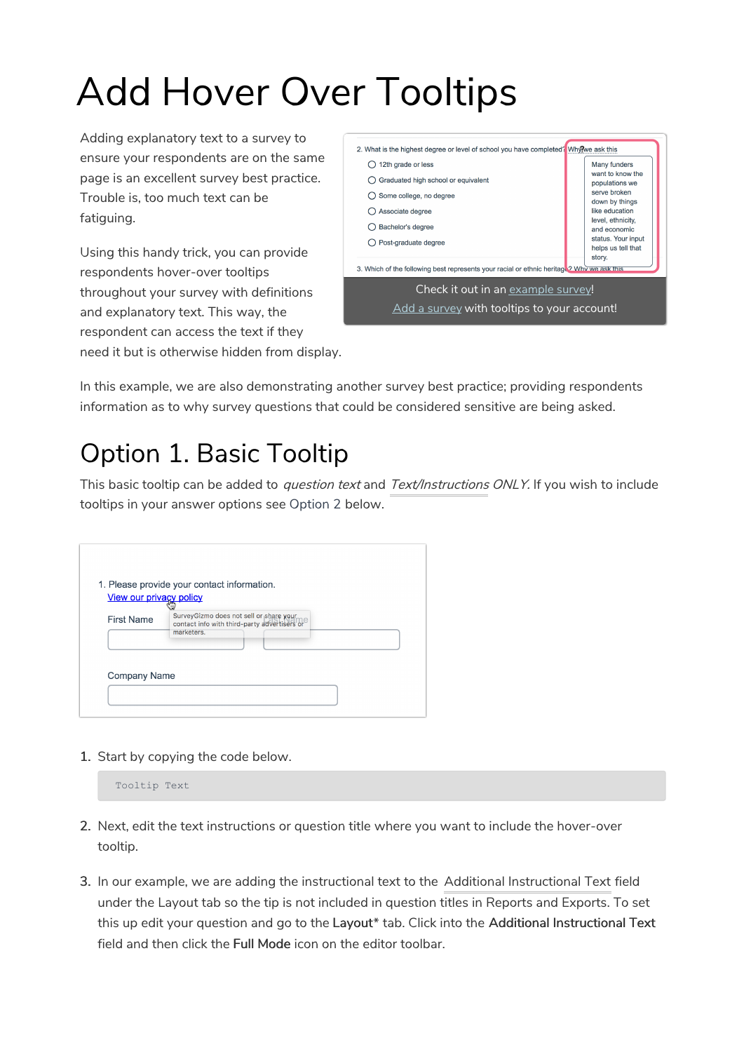# Add Hover Over Tooltips

Adding explanatory text to a survey to ensure your respondents are on the same page is an excellent survey best practice. Trouble is, too much text can be fatiguing.

Using this handy trick, you can provide respondents hover-over tooltips throughout your survey with definitions and explanatory text. This way, the respondent can access the text if they need it but is otherwise hidden from display.

Check it out in an example survey!
Add a survey with tooltips to your account!

In this example, we are also demonstrating another survey best practice; providing respondents information as to why survey questions that could be considered sensitive are being asked.

## Option 1. Basic Tooltip

This basic tooltip can be added to *question text* and *Text/Instructions ONLY*. If you wish to include tooltips in your answer options see Option 2 below.

1. Start by copying the code below.

```
Tooltip Text
```

2. Next, edit the text instructions or question title where you want to include the hover-over tooltip.

3. In our example, we are adding the instructional text to the Additional Instructional Text field under the Layout tab so the tip is not included in question titles in Reports and Exports. To set this up edit your question and go to the **Layout*** tab. Click into the **Additional Instructional Text** field and then click the **Full Mode** icon on the editor toolbar.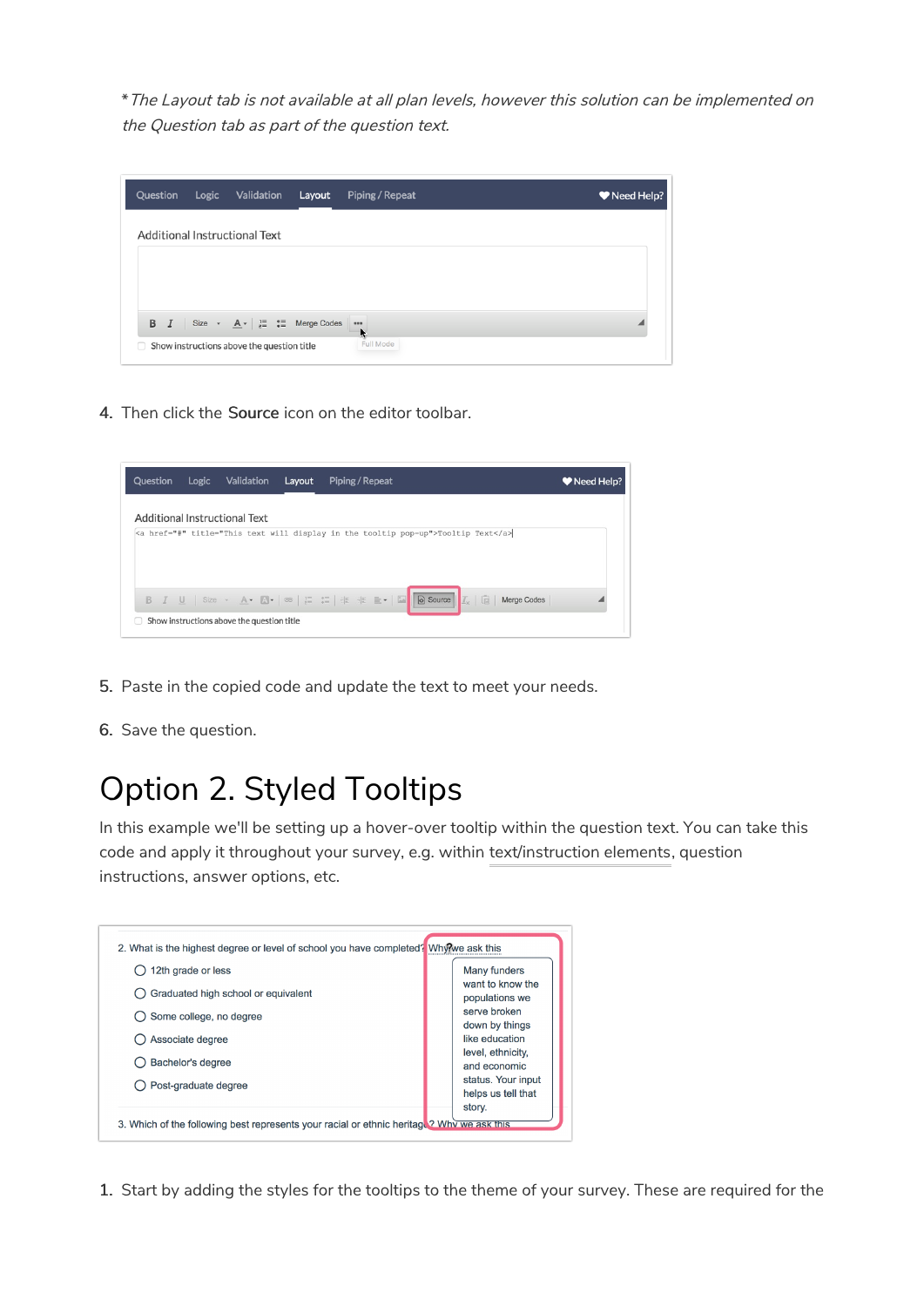*\* The Layout tab is not available at all plan levels, however this solution can be implemented on the Question tab as part of the question text.*

4. Then click the **Source** icon on the editor toolbar.

5. Paste in the copied code and update the text to meet your needs.

6. Save the question.

# Option 2. Styled Tooltips

In this example we'll be setting up a hover-over tooltip within the question text. You can take this code and apply it throughout your survey, e.g. within text/instruction elements, question instructions, answer options, etc.

1. Start by adding the styles for the tooltips to the theme of your survey. These are required for the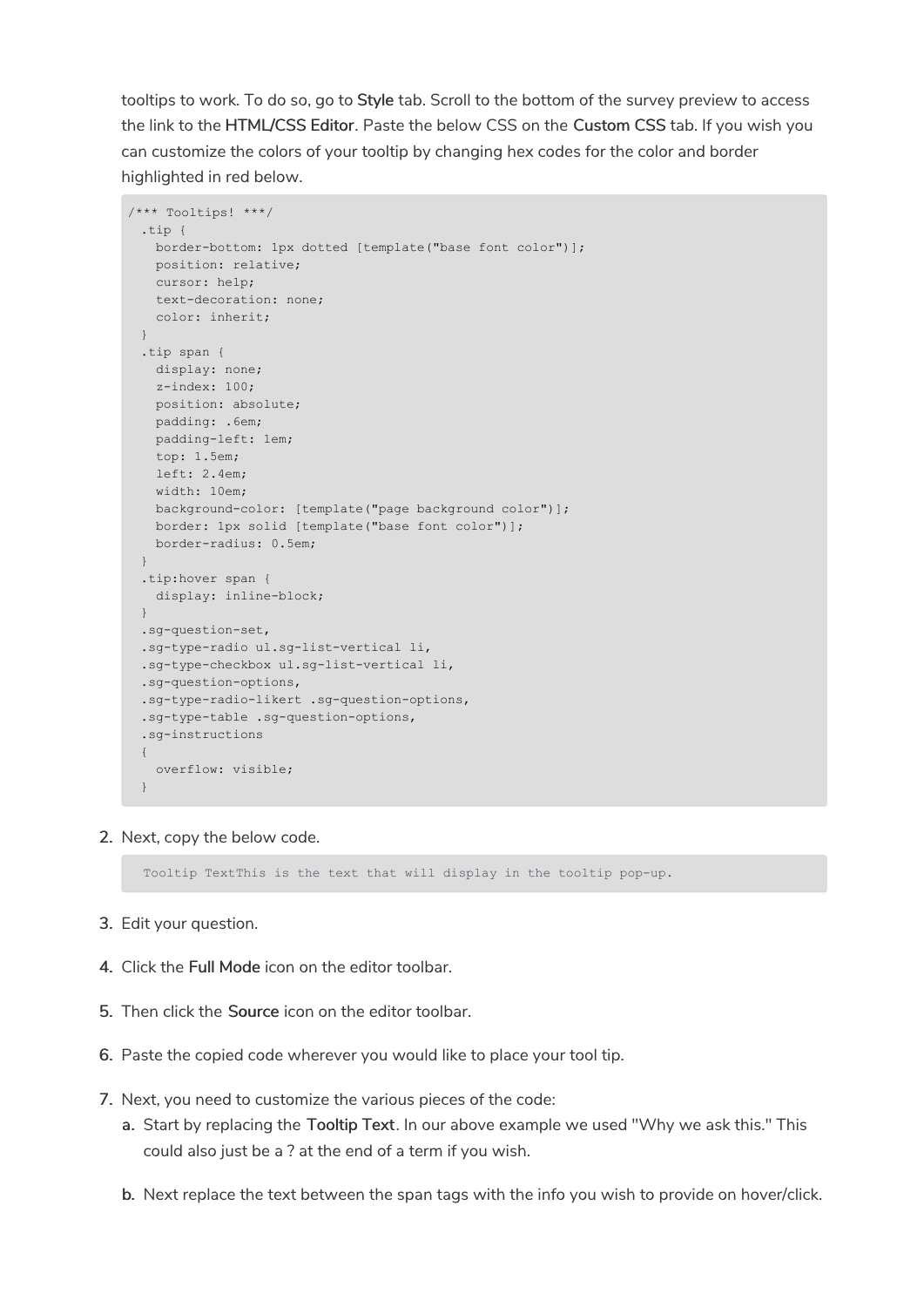tooltips to work. To do so, go to **Style** tab. Scroll to the bottom of the survey preview to access the link to the **HTML/CSS Editor**. Paste the below CSS on the **Custom CSS** tab. If you wish you can customize the colors of your tooltip by changing hex codes for the color and border highlighted in red below.

```
/*** Tooltips! ***/
  .tip {
    border-bottom: 1px dotted [template("base font color")];
    position: relative;
    cursor: help;
    text-decoration: none;
    color: inherit;
  }
  .tip span {
    display: none;
    z-index: 100;
    position: absolute;
    padding: .6em;
    padding-left: 1em;
    top: 1.5em;
    left: 2.4em;
    width: 10em;
    background-color: [template("page background color")];
    border: 1px solid [template("base font color")];
    border-radius: 0.5em;
  }
  .tip:hover span {
    display: inline-block;
  }
  .sg-question-set,
  .sg-type-radio ul.sg-list-vertical li,
  .sg-type-checkbox ul.sg-list-vertical li,
  .sg-question-options,
  .sg-type-radio-likert .sg-question-options,
  .sg-type-table .sg-question-options,
  .sg-instructions
  {
    overflow: visible;
  }
```

2. Next, copy the below code.

```
Tooltip TextThis is the text that will display in the tooltip pop-up.
```

3. Edit your question.
4. Click the **Full Mode** icon on the editor toolbar.
5. Then click the **Source** icon on the editor toolbar.
6. Paste the copied code wherever you would like to place your tool tip.
7. Next, you need to customize the various pieces of the code:
   a. Start by replacing the **Tooltip Text**. In our above example we used "Why we ask this." This could also just be a ? at the end of a term if you wish.
   b. Next replace the text between the span tags with the info you wish to provide on hover/click.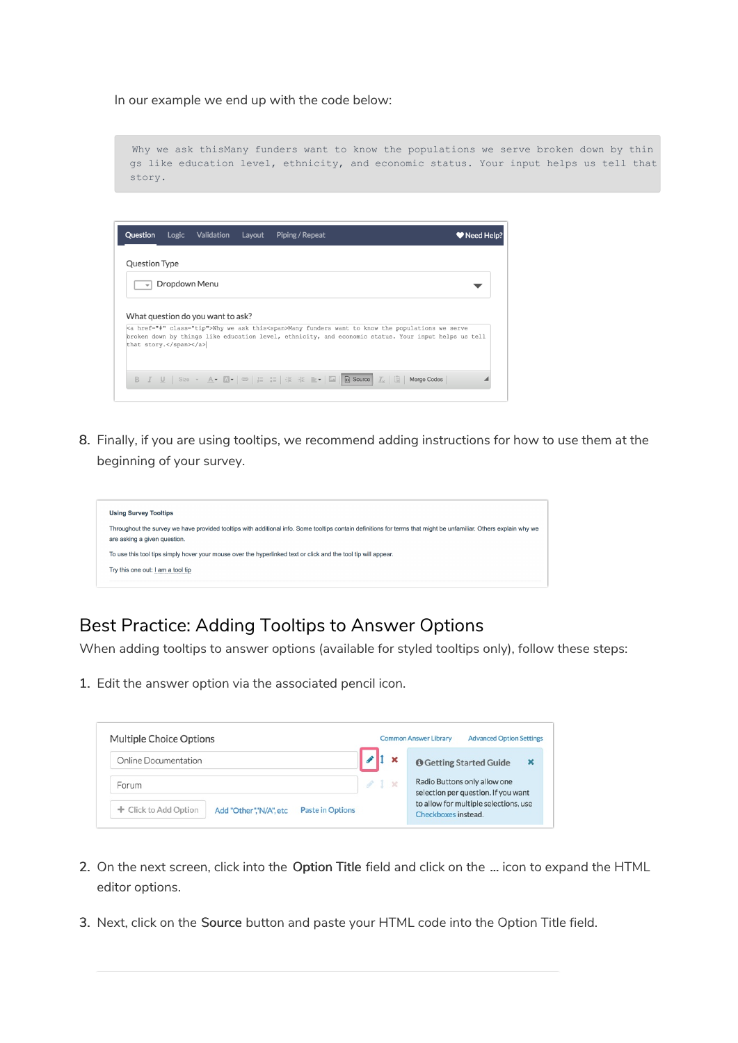In our example we end up with the code below:

```
Why we ask thisMany funders want to know the populations we serve broken down by things like education level, ethnicity, and economic status. Your input helps us tell that story.
```

8. Finally, if you are using tooltips, we recommend adding instructions for how to use them at the beginning of your survey.

## Best Practice: Adding Tooltips to Answer Options

When adding tooltips to answer options (available for styled tooltips only), follow these steps:

1. Edit the answer option via the associated pencil icon.

2. On the next screen, click into the **Option Title** field and click on the **...** icon to expand the HTML editor options.

3. Next, click on the **Source** button and paste your HTML code into the Option Title field.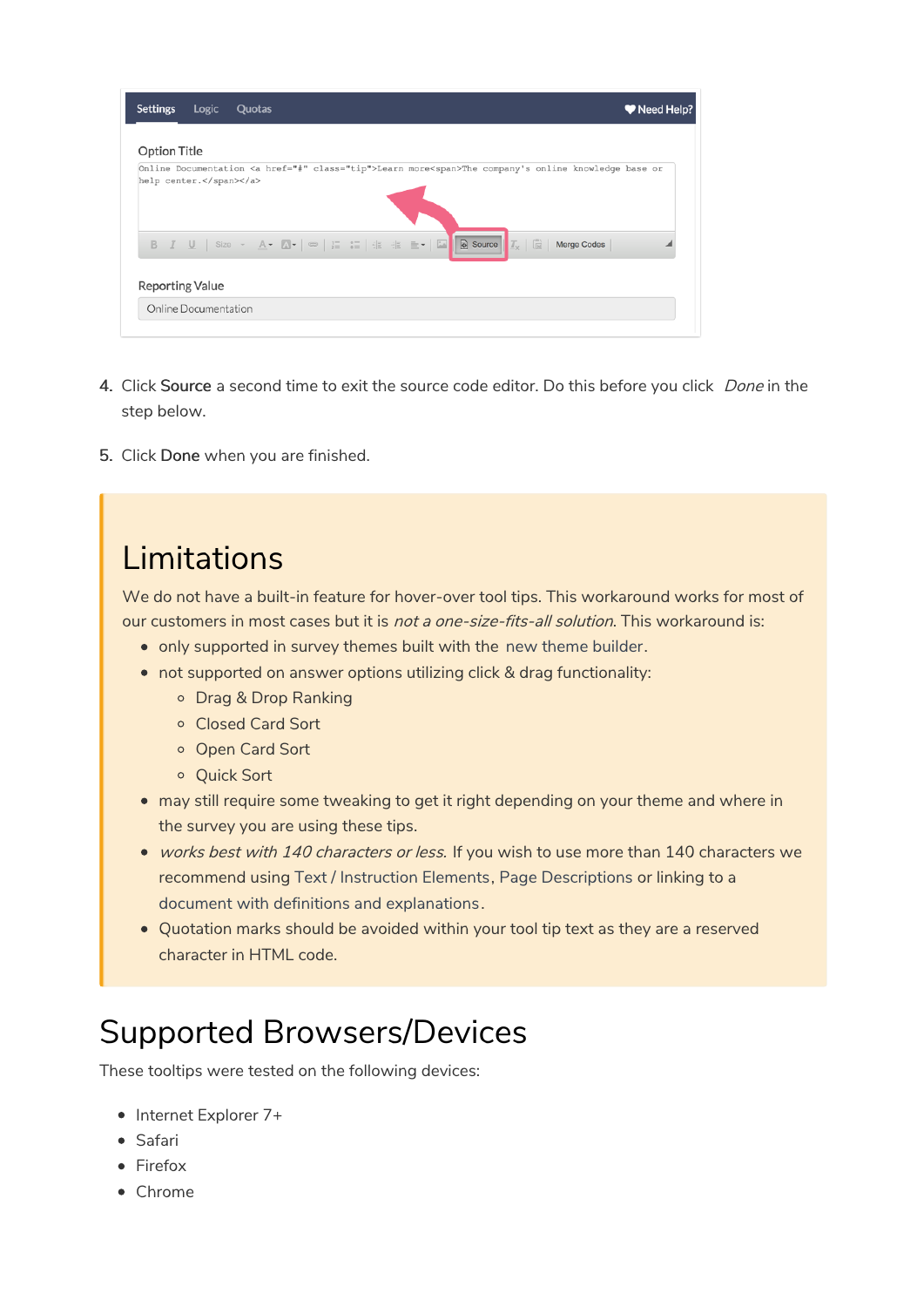4. Click **Source** a second time to exit the source code editor. Do this before you click *Done* in the step below.

5. Click **Done** when you are finished.

## Limitations

We do not have a built-in feature for hover-over tool tips. This workaround works for most of our customers in most cases but it is *not a one-size-fits-all solution*. This workaround is:

- only supported in survey themes built with the new theme builder.
- not supported on answer options utilizing click & drag functionality:
    - Drag & Drop Ranking
    - Closed Card Sort
    - Open Card Sort
    - Quick Sort
- may still require some tweaking to get it right depending on your theme and where in the survey you are using these tips.
- *works best with 140 characters or less.* If you wish to use more than 140 characters we recommend using Text / Instruction Elements, Page Descriptions or linking to a document with definitions and explanations.
- Quotation marks should be avoided within your tool tip text as they are a reserved character in HTML code.

# Supported Browsers/Devices

These tooltips were tested on the following devices:

- Internet Explorer 7+
- Safari
- Firefox
- Chrome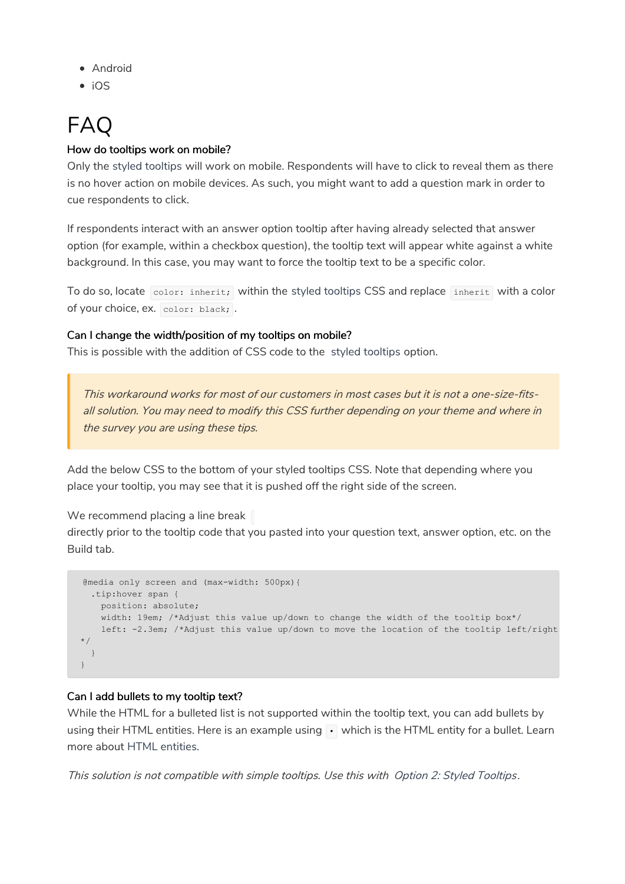- Android
- iOS

# FAQ

### How do tooltips work on mobile?

Only the styled tooltips will work on mobile. Respondents will have to click to reveal them as there is no hover action on mobile devices. As such, you might want to add a question mark in order to cue respondents to click.

If respondents interact with an answer option tooltip after having already selected that answer option (for example, within a checkbox question), the tooltip text will appear white against a white background. In this case, you may want to force the tooltip text to be a specific color.

To do so, locate `color: inherit;` within the styled tooltips CSS and replace `inherit` with a color of your choice, ex. `color: black;`.

### Can I change the width/position of my tooltips on mobile?

This is possible with the addition of CSS code to the styled tooltips option.

> *This workaround works for most of our customers in most cases but it is not a one-size-fits-all solution. You may need to modify this CSS further depending on your theme and where in the survey you are using these tips.*

Add the below CSS to the bottom of your styled tooltips CSS. Note that depending where you place your tooltip, you may see that it is pushed off the right side of the screen.

We recommend placing a line break 
directly prior to the tooltip code that you pasted into your question text, answer option, etc. on the Build tab.

```
@media only screen and (max-width: 500px){
  .tip:hover span {
    position: absolute;
    width: 19em; /*Adjust this value up/down to change the width of the tooltip box*/
    left: -2.3em; /*Adjust this value up/down to move the location of the tooltip left/right
*/
  }
}
```

### Can I add bullets to my tooltip text?

While the HTML for a bulleted list is not supported within the tooltip text, you can add bullets by using their HTML entities. Here is an example using `•` which is the HTML entity for a bullet. Learn more about HTML entities.

*This solution is not compatible with simple tooltips. Use this with Option 2: Styled Tooltips.*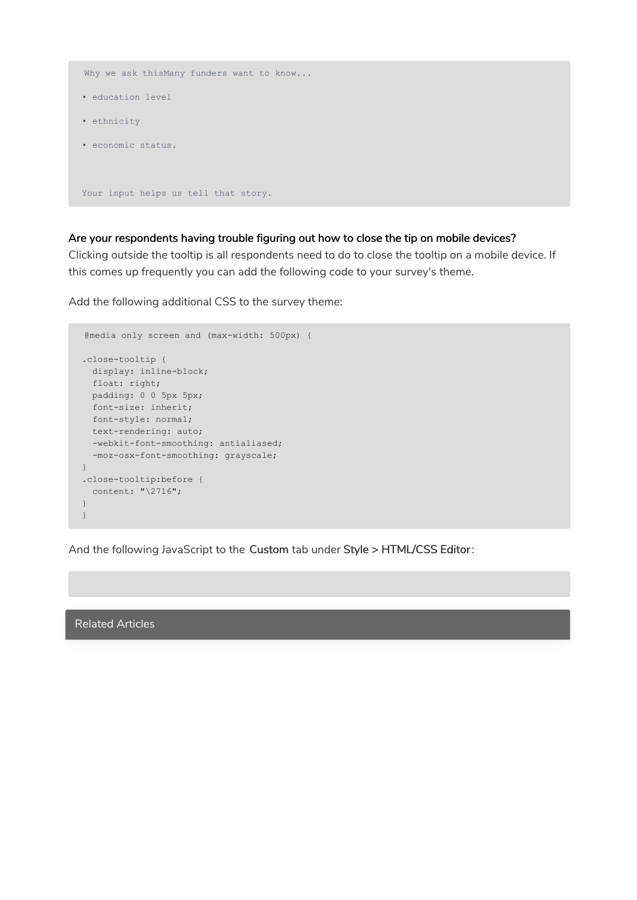```
Why we ask thisMany funders want to know...

• education level

• ethnicity

• economic status.


Your input helps us tell that story.
```

**Are your respondents having trouble figuring out how to close the tip on mobile devices?**
Clicking outside the tooltip is all respondents need to do to close the tooltip on a mobile device. If this comes up frequently you can add the following code to your survey's theme.

Add the following additional CSS to the survey theme:

```
@media only screen and (max-width: 500px) {

.close-tooltip {
  display: inline-block;
  float: right;
  padding: 0 0 5px 5px;
  font-size: inherit;
  font-style: normal;
  text-rendering: auto;
  -webkit-font-smoothing: antialiased;
  -moz-osx-font-smoothing: grayscale;
}
.close-tooltip:before {
  content: "\2716";
}
}
```

And the following JavaScript to the **Custom** tab under **Style > HTML/CSS Editor**:

```

```

Related Articles